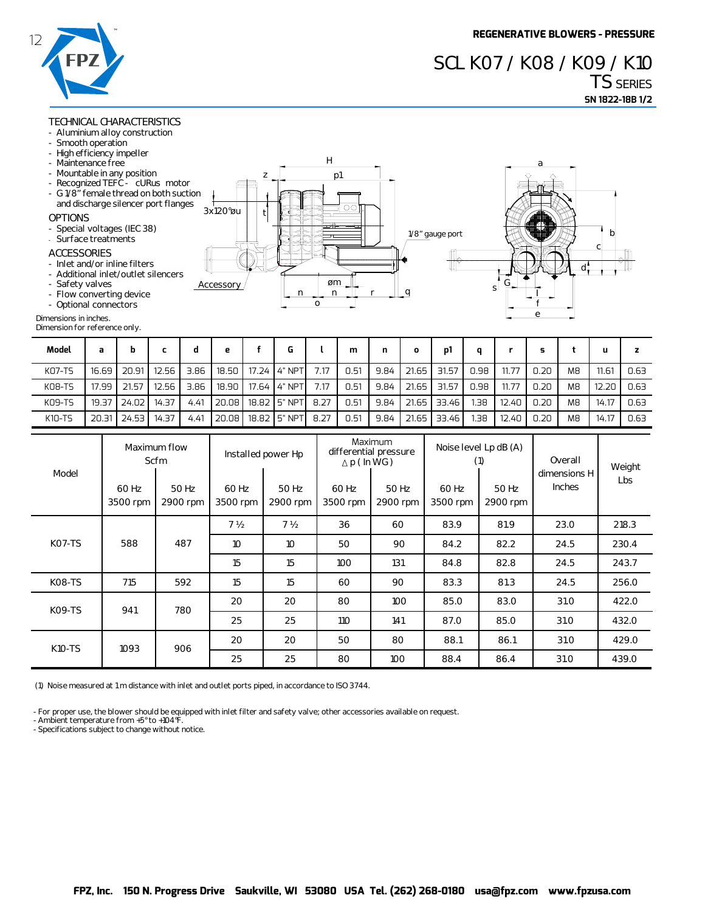REGENERATIVE BLOWERS - PRESSURE

# SCL K07 / K08 / K09 / K10
## TS SERIES
**SN 1822-18B 1/2**

### TECHNICAL CHARACTERISTICS
- Aluminium alloy construction
- Smooth operation
- High efficiency impeller
- Maintenance free
- Mountable in any position
- Recognized TEFC - cURus motor
- G 1/8" female thread on both suction and discharge silencer port flanges

### OPTIONS
- Special voltages (IEC 38)
- Surface treatments

### ACCESSORIES
- Inlet and/or inline filters
- Additional inlet/outlet silencers
- Safety valves
- Flow converting device
- Optional connectors

Dimensions in inches.
Dimension for reference only.

| Model | a | b | c | d | e | f | G | l | m | n | o | p1 | q | r | s | t | u | z |
|---|---|---|---|---|---|---|---|---|---|---|---|---|---|---|---|---|---|---|
| K07-TS | 16.69 | 20.91 | 12.56 | 3.86 | 18.50 | 17.24 | 4" NPT | 7.17 | 0.51 | 9.84 | 21.65 | 31.57 | 0.98 | 11.77 | 0.20 | M8 | 11.61 | 0.63 |
| K08-TS | 17.99 | 21.57 | 12.56 | 3.86 | 18.90 | 17.64 | 4" NPT | 7.17 | 0.51 | 9.84 | 21.65 | 31.57 | 0.98 | 11.77 | 0.20 | M8 | 12.20 | 0.63 |
| K09-TS | 19.37 | 24.02 | 14.37 | 4.41 | 20.08 | 18.82 | 5" NPT | 8.27 | 0.51 | 9.84 | 21.65 | 33.46 | 1.38 | 12.40 | 0.20 | M8 | 14.17 | 0.63 |
| K10-TS | 20.31 | 24.53 | 14.37 | 4.41 | 20.08 | 18.82 | 5" NPT | 8.27 | 0.51 | 9.84 | 21.65 | 33.46 | 1.38 | 12.40 | 0.20 | M8 | 14.17 | 0.63 |

| Model | Maximum flow Scfm | | Installed power Hp | | Maximum differential pressure Δ p ( In WG ) | | Noise level Lp dB (A) (1) | | Overall dimensions H Inches | Weight Lbs |
|---|---|---|---|---|---|---|---|---|---|---|
| | 60 Hz 3500 rpm | 50 Hz 2900 rpm | 60 Hz 3500 rpm | 50 Hz 2900 rpm | 60 Hz 3500 rpm | 50 Hz 2900 rpm | 60 Hz 3500 rpm | 50 Hz 2900 rpm | | |
| K07-TS | 588 | 487 | 7 ½ | 7 ½ | 36 | 60 | 83.9 | 81.9 | 23.0 | 218.3 |
| | | | 10 | 10 | 50 | 90 | 84.2 | 82.2 | 24.5 | 230.4 |
| | | | 15 | 15 | 100 | 131 | 84.8 | 82.8 | 24.5 | 243.7 |
| K08-TS | 715 | 592 | 15 | 15 | 60 | 90 | 83.3 | 81.3 | 24.5 | 256.0 |
| K09-TS | 941 | 780 | 20 | 20 | 80 | 100 | 85.0 | 83.0 | 31.0 | 422.0 |
| | | | 25 | 25 | 110 | 141 | 87.0 | 85.0 | 31.0 | 432.0 |
| K10-TS | 1093 | 906 | 20 | 20 | 50 | 80 | 88.1 | 86.1 | 31.0 | 429.0 |
| | | | 25 | 25 | 80 | 100 | 88.4 | 86.4 | 31.0 | 439.0 |

(1) Noise measured at 1 m distance with inlet and outlet ports piped, in accordance to ISO 3744.

- For proper use, the blower should be equipped with inlet filter and safety valve; other accessories available on request.
- Ambient temperature from +5° to +104°F.
- Specifications subject to change without notice.

FPZ, Inc. 150 N. Progress Drive Saukville, WI 53080 USA Tel. (262) 268-0180 usa@fpz.com www.fpzusa.com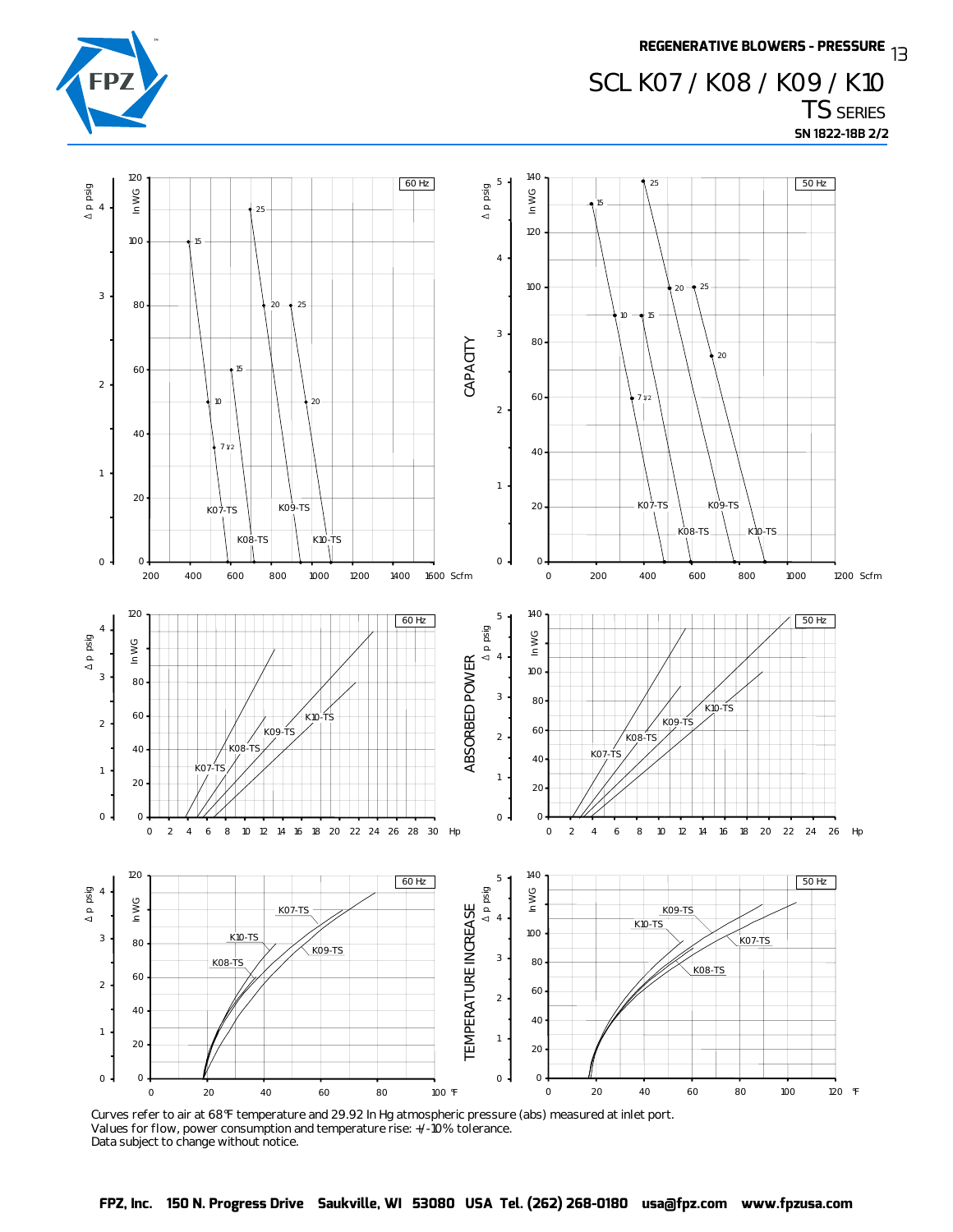# REGENERATIVE BLOWERS - PRESSURE

# SCL K07 / K08 / K09 / K10
## TS SERIES

**SN 1822-18B 2/2**

CAPACITY

60 Hz

Δ p psig: 0, 1, 2, 3, 4
In WG: 0, 20, 40, 60, 80, 100, 120
Scfm: 200, 400, 600, 800, 1000, 1200, 1400, 1600

K07-TS: 15, 10, 7 1/2
K08-TS: 15
K09-TS: 25, 20
K10-TS: 25, 20

50 Hz

Δ p psig: 0, 1, 2, 3, 4, 5
In WG: 0, 20, 40, 60, 80, 100, 120, 140
Scfm: 0, 200, 400, 600, 800, 1000, 1200

K07-TS: 15, 10, 7 1/2
K08-TS: 15
K09-TS: 25, 20
K10-TS: 25, 20

ABSORBED POWER

60 Hz

Δ p psig: 0, 1, 2, 3, 4
In WG: 0, 20, 40, 60, 80, 120
Hp: 0, 2, 4, 6, 8, 10, 12, 14, 16, 18, 20, 22, 24, 26, 28, 30

K07-TS, K08-TS, K09-TS, K10-TS

50 Hz

Δ p psig: 0, 1, 2, 3, 4, 5
In WG: 0, 20, 40, 60, 80, 100, 140
Hp: 0, 2, 4, 6, 8, 10, 12, 14, 16, 18, 20, 22, 24, 26

K07-TS, K08-TS, K09-TS, K10-TS

TEMPERATURE INCREASE

60 Hz

Δ p psig: 0, 1, 2, 3, 4
In WG: 0, 20, 40, 60, 80, 100, 120
°F: 0, 20, 40, 60, 80, 100

K07-TS, K10-TS, K08-TS, K09-TS

50 Hz

Δ p psig: 0, 1, 2, 3, 4, 5
In WG: 0, 20, 40, 60, 80, 100, 140
°F: 0, 20, 40, 60, 80, 100, 120

K09-TS, K10-TS, K07-TS, K08-TS

Curves refer to air at 68°F temperature and 29.92 In Hg atmospheric pressure (abs) measured at inlet port.
Values for flow, power consumption and temperature rise: +/-10% tolerance.
Data subject to change without notice.

**FPZ, Inc. 150 N. Progress Drive Saukville, WI 53080 USA Tel. (262) 268-0180 usa@fpz.com www.fpzusa.com**